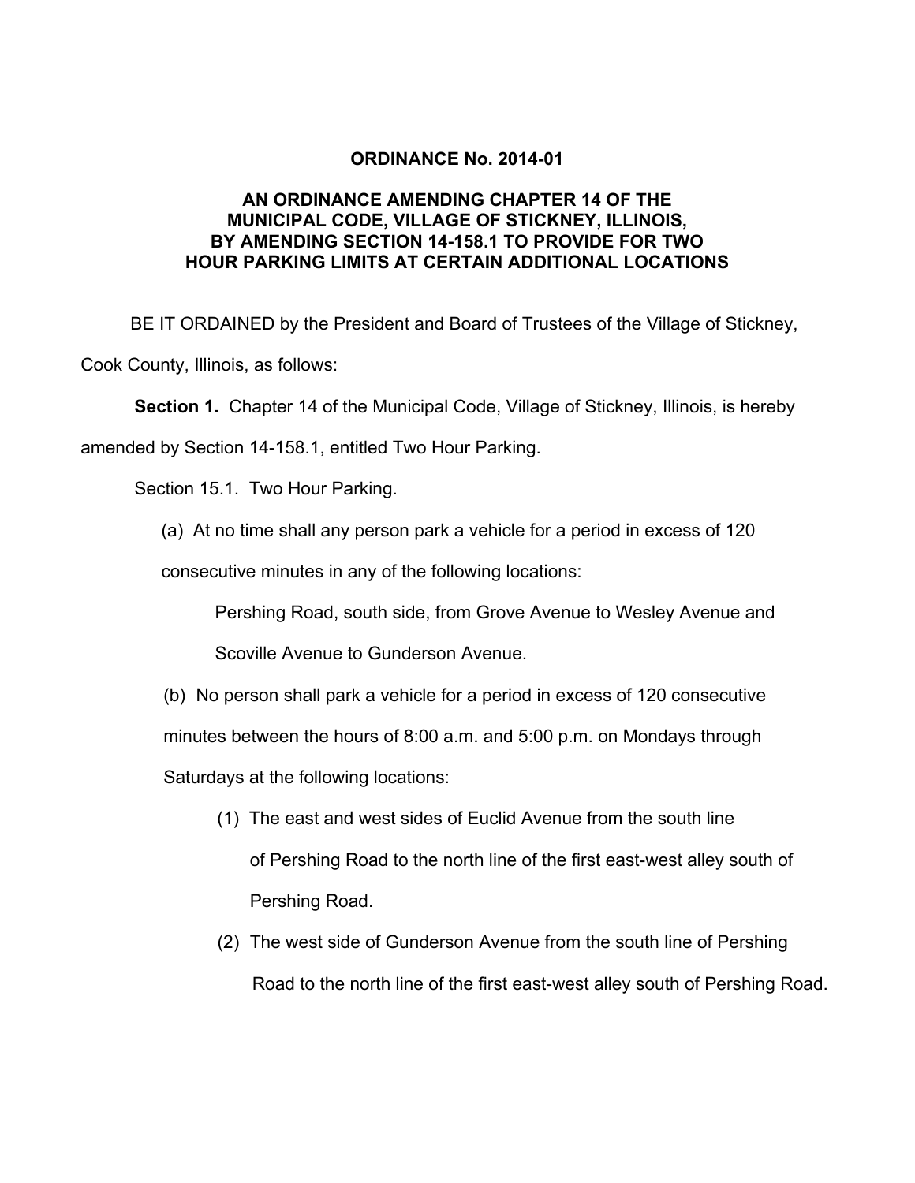**ORDINANCE No. 2014-01**

**AN ORDINANCE AMENDING CHAPTER 14 OF THE MUNICIPAL CODE, VILLAGE OF STICKNEY, ILLINOIS, BY AMENDING SECTION 14-158.1 TO PROVIDE FOR TWO HOUR PARKING LIMITS AT CERTAIN ADDITIONAL LOCATIONS**

BE IT ORDAINED by the President and Board of Trustees of the Village of Stickney, Cook County, Illinois, as follows:

**Section 1.** Chapter 14 of the Municipal Code, Village of Stickney, Illinois, is hereby amended by Section 14-158.1, entitled Two Hour Parking.

Section 15.1. Two Hour Parking.

(a) At no time shall any person park a vehicle for a period in excess of 120 consecutive minutes in any of the following locations:

Pershing Road, south side, from Grove Avenue to Wesley Avenue and Scoville Avenue to Gunderson Avenue.

(b) No person shall park a vehicle for a period in excess of 120 consecutive minutes between the hours of 8:00 a.m. and 5:00 p.m. on Mondays through Saturdays at the following locations:

(1) The east and west sides of Euclid Avenue from the south line of Pershing Road to the north line of the first east-west alley south of Pershing Road.

(2) The west side of Gunderson Avenue from the south line of Pershing Road to the north line of the first east-west alley south of Pershing Road.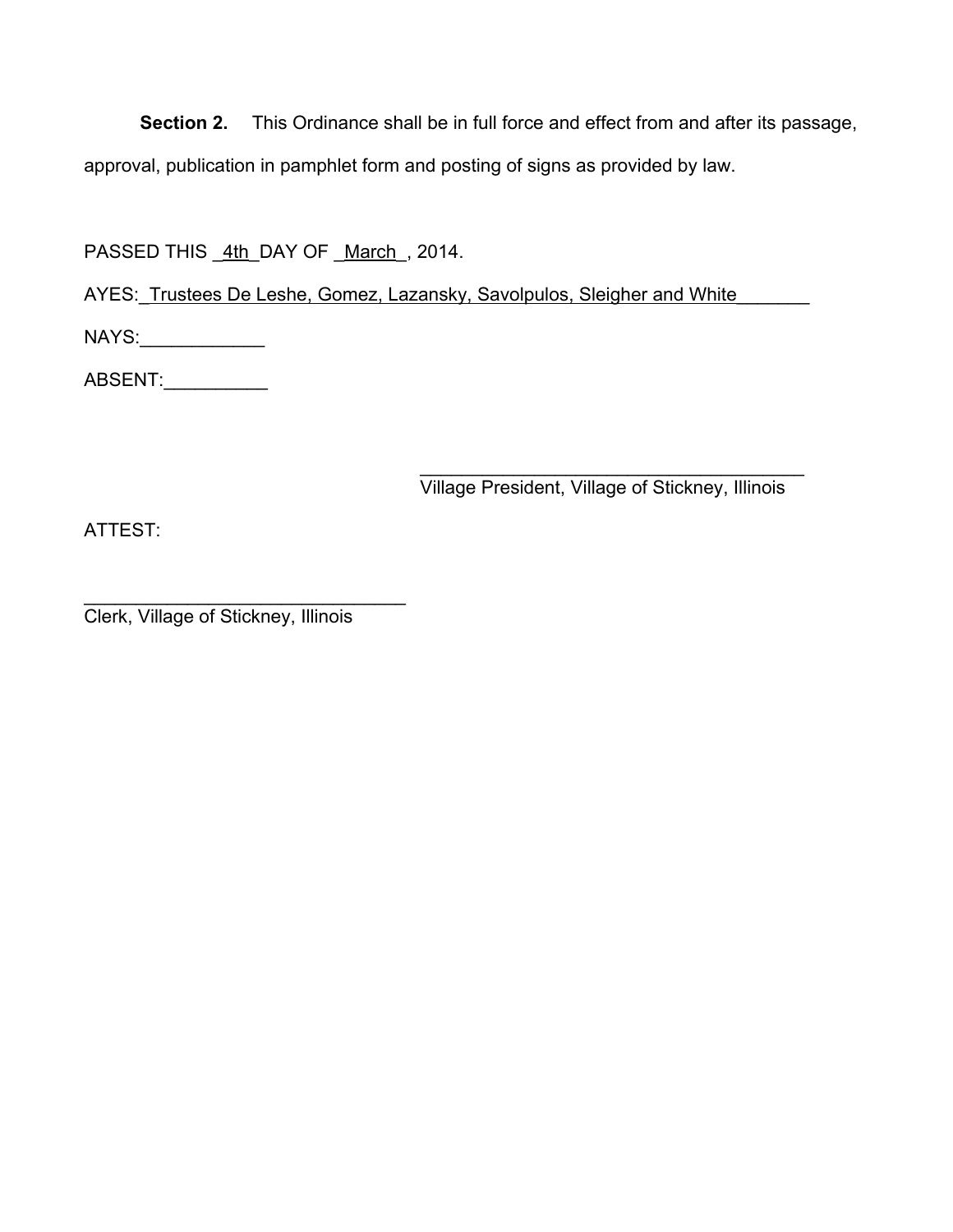**Section 2.** This Ordinance shall be in full force and effect from and after its passage, approval, publication in pamphlet form and posting of signs as provided by law.

PASSED THIS _4th_ DAY OF _March_, 2014.

AYES: Trustees De Leshe, Gomez, Lazansky, Savolpulos, Sleigher and White

NAYS:____________

ABSENT:__________

_______________________________________
Village President, Village of Stickney, Illinois

ATTEST:

________________________________
Clerk, Village of Stickney, Illinois